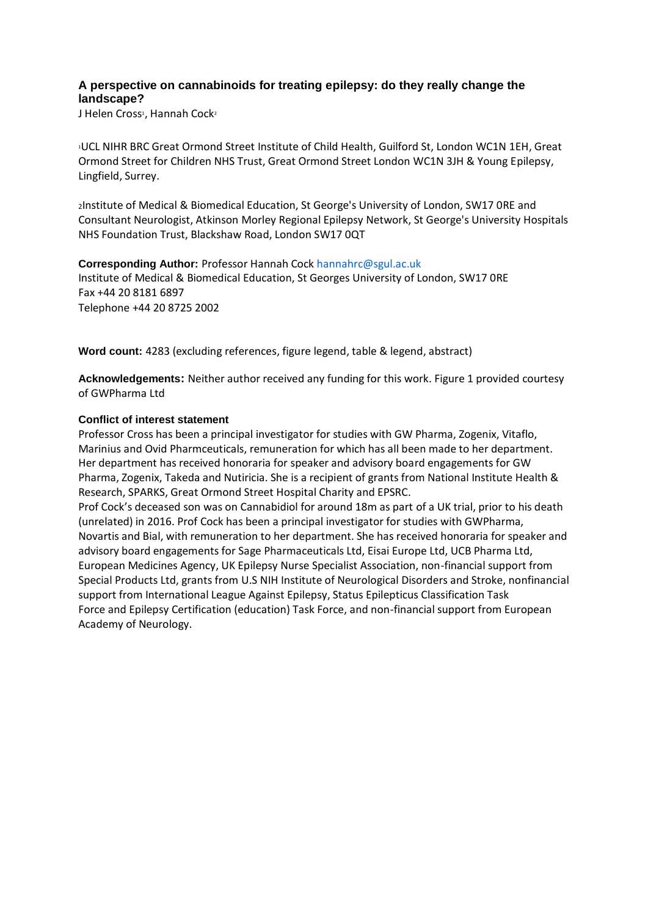# A perspective on cannabinoids for treating epilepsy: do they really change the landscape?

J Helen Cross[1], Hannah Cock[2]

[1]UCL NIHR BRC Great Ormond Street Institute of Child Health, Guilford St, London WC1N 1EH, Great Ormond Street for Children NHS Trust, Great Ormond Street London WC1N 3JH & Young Epilepsy, Lingfield, Surrey.

[2]Institute of Medical & Biomedical Education, St George's University of London, SW17 0RE and Consultant Neurologist, Atkinson Morley Regional Epilepsy Network, St George's University Hospitals NHS Foundation Trust, Blackshaw Road, London SW17 0QT

**Corresponding Author:** Professor Hannah Cock hannahrc@sgul.ac.uk
Institute of Medical & Biomedical Education, St Georges University of London, SW17 0RE
Fax +44 20 8181 6897
Telephone +44 20 8725 2002

**Word count:** 4283 (excluding references, figure legend, table & legend, abstract)

**Acknowledgements:** Neither author received any funding for this work. Figure 1 provided courtesy of GWPharma Ltd

**Conflict of interest statement**

Professor Cross has been a principal investigator for studies with GW Pharma, Zogenix, Vitaflo, Marinius and Ovid Pharmceuticals, remuneration for which has all been made to her department. Her department has received honoraria for speaker and advisory board engagements for GW Pharma, Zogenix, Takeda and Nutiricia. She is a recipient of grants from National Institute Health & Research, SPARKS, Great Ormond Street Hospital Charity and EPSRC.
Prof Cock's deceased son was on Cannabidiol for around 18m as part of a UK trial, prior to his death (unrelated) in 2016. Prof Cock has been a principal investigator for studies with GWPharma, Novartis and Bial, with remuneration to her department. She has received honoraria for speaker and advisory board engagements for Sage Pharmaceuticals Ltd, Eisai Europe Ltd, UCB Pharma Ltd, European Medicines Agency, UK Epilepsy Nurse Specialist Association, non-financial support from Special Products Ltd, grants from U.S NIH Institute of Neurological Disorders and Stroke, nonfinancial support from International League Against Epilepsy, Status Epilepticus Classification Task Force and Epilepsy Certification (education) Task Force, and non-financial support from European Academy of Neurology.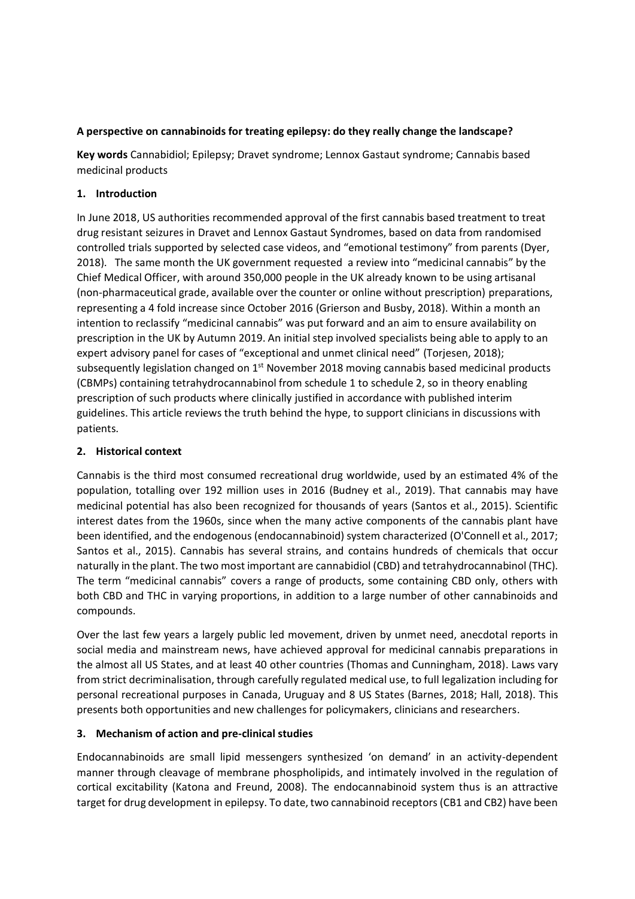**A perspective on cannabinoids for treating epilepsy: do they really change the landscape?**

**Key words** Cannabidiol; Epilepsy; Dravet syndrome; Lennox Gastaut syndrome; Cannabis based medicinal products

## 1. Introduction

In June 2018, US authorities recommended approval of the first cannabis based treatment to treat drug resistant seizures in Dravet and Lennox Gastaut Syndromes, based on data from randomised controlled trials supported by selected case videos, and "emotional testimony" from parents (Dyer, 2018). The same month the UK government requested a review into "medicinal cannabis" by the Chief Medical Officer, with around 350,000 people in the UK already known to be using artisanal (non-pharmaceutical grade, available over the counter or online without prescription) preparations, representing a 4 fold increase since October 2016 (Grierson and Busby, 2018). Within a month an intention to reclassify "medicinal cannabis" was put forward and an aim to ensure availability on prescription in the UK by Autumn 2019. An initial step involved specialists being able to apply to an expert advisory panel for cases of "exceptional and unmet clinical need" (Torjesen, 2018); subsequently legislation changed on 1st November 2018 moving cannabis based medicinal products (CBMPs) containing tetrahydrocannabinol from schedule 1 to schedule 2, so in theory enabling prescription of such products where clinically justified in accordance with published interim guidelines. This article reviews the truth behind the hype, to support clinicians in discussions with patients.

## 2. Historical context

Cannabis is the third most consumed recreational drug worldwide, used by an estimated 4% of the population, totalling over 192 million uses in 2016 (Budney et al., 2019). That cannabis may have medicinal potential has also been recognized for thousands of years (Santos et al., 2015). Scientific interest dates from the 1960s, since when the many active components of the cannabis plant have been identified, and the endogenous (endocannabinoid) system characterized (O'Connell et al., 2017; Santos et al., 2015). Cannabis has several strains, and contains hundreds of chemicals that occur naturally in the plant. The two most important are cannabidiol (CBD) and tetrahydrocannabinol (THC). The term "medicinal cannabis" covers a range of products, some containing CBD only, others with both CBD and THC in varying proportions, in addition to a large number of other cannabinoids and compounds.

Over the last few years a largely public led movement, driven by unmet need, anecdotal reports in social media and mainstream news, have achieved approval for medicinal cannabis preparations in the almost all US States, and at least 40 other countries (Thomas and Cunningham, 2018). Laws vary from strict decriminalisation, through carefully regulated medical use, to full legalization including for personal recreational purposes in Canada, Uruguay and 8 US States (Barnes, 2018; Hall, 2018). This presents both opportunities and new challenges for policymakers, clinicians and researchers.

## 3. Mechanism of action and pre-clinical studies

Endocannabinoids are small lipid messengers synthesized 'on demand' in an activity-dependent manner through cleavage of membrane phospholipids, and intimately involved in the regulation of cortical excitability (Katona and Freund, 2008). The endocannabinoid system thus is an attractive target for drug development in epilepsy. To date, two cannabinoid receptors (CB1 and CB2) have been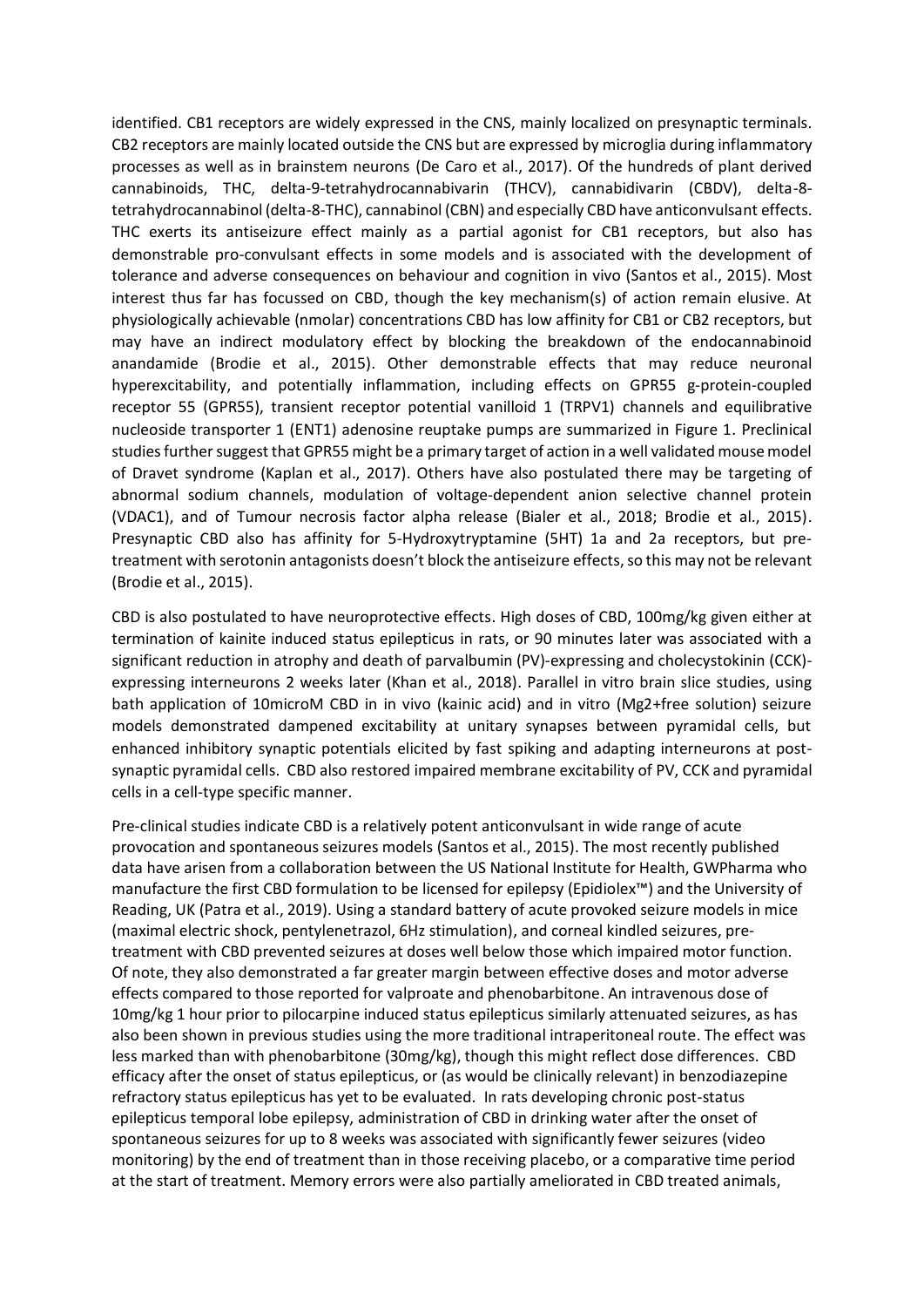identified. CB1 receptors are widely expressed in the CNS, mainly localized on presynaptic terminals. CB2 receptors are mainly located outside the CNS but are expressed by microglia during inflammatory processes as well as in brainstem neurons (De Caro et al., 2017). Of the hundreds of plant derived cannabinoids, THC, delta-9-tetrahydrocannabivarin (THCV), cannabidivarin (CBDV), delta-8-tetrahydrocannabinol (delta-8-THC), cannabinol (CBN) and especially CBD have anticonvulsant effects. THC exerts its antiseizure effect mainly as a partial agonist for CB1 receptors, but also has demonstrable pro-convulsant effects in some models and is associated with the development of tolerance and adverse consequences on behaviour and cognition in vivo (Santos et al., 2015). Most interest thus far has focussed on CBD, though the key mechanism(s) of action remain elusive. At physiologically achievable (nmolar) concentrations CBD has low affinity for CB1 or CB2 receptors, but may have an indirect modulatory effect by blocking the breakdown of the endocannabinoid anandamide (Brodie et al., 2015). Other demonstrable effects that may reduce neuronal hyperexcitability, and potentially inflammation, including effects on GPR55 g-protein-coupled receptor 55 (GPR55), transient receptor potential vanilloid 1 (TRPV1) channels and equilibrative nucleoside transporter 1 (ENT1) adenosine reuptake pumps are summarized in Figure 1. Preclinical studies further suggest that GPR55 might be a primary target of action in a well validated mouse model of Dravet syndrome (Kaplan et al., 2017). Others have also postulated there may be targeting of abnormal sodium channels, modulation of voltage-dependent anion selective channel protein (VDAC1), and of Tumour necrosis factor alpha release (Bialer et al., 2018; Brodie et al., 2015). Presynaptic CBD also has affinity for 5-Hydroxytryptamine (5HT) 1a and 2a receptors, but pre-treatment with serotonin antagonists doesn't block the antiseizure effects, so this may not be relevant (Brodie et al., 2015).

CBD is also postulated to have neuroprotective effects. High doses of CBD, 100mg/kg given either at termination of kainite induced status epilepticus in rats, or 90 minutes later was associated with a significant reduction in atrophy and death of parvalbumin (PV)-expressing and cholecystokinin (CCK)-expressing interneurons 2 weeks later (Khan et al., 2018). Parallel in vitro brain slice studies, using bath application of 10microM CBD in in vivo (kainic acid) and in vitro (Mg2+free solution) seizure models demonstrated dampened excitability at unitary synapses between pyramidal cells, but enhanced inhibitory synaptic potentials elicited by fast spiking and adapting interneurons at post-synaptic pyramidal cells. CBD also restored impaired membrane excitability of PV, CCK and pyramidal cells in a cell-type specific manner.

Pre-clinical studies indicate CBD is a relatively potent anticonvulsant in wide range of acute provocation and spontaneous seizures models (Santos et al., 2015). The most recently published data have arisen from a collaboration between the US National Institute for Health, GWPharma who manufacture the first CBD formulation to be licensed for epilepsy (Epidiolex™) and the University of Reading, UK (Patra et al., 2019). Using a standard battery of acute provoked seizure models in mice (maximal electric shock, pentylenetrazol, 6Hz stimulation), and corneal kindled seizures, pre-treatment with CBD prevented seizures at doses well below those which impaired motor function. Of note, they also demonstrated a far greater margin between effective doses and motor adverse effects compared to those reported for valproate and phenobarbitone. An intravenous dose of 10mg/kg 1 hour prior to pilocarpine induced status epilepticus similarly attenuated seizures, as has also been shown in previous studies using the more traditional intraperitoneal route. The effect was less marked than with phenobarbitone (30mg/kg), though this might reflect dose differences. CBD efficacy after the onset of status epilepticus, or (as would be clinically relevant) in benzodiazepine refractory status epilepticus has yet to be evaluated. In rats developing chronic post-status epilepticus temporal lobe epilepsy, administration of CBD in drinking water after the onset of spontaneous seizures for up to 8 weeks was associated with significantly fewer seizures (video monitoring) by the end of treatment than in those receiving placebo, or a comparative time period at the start of treatment. Memory errors were also partially ameliorated in CBD treated animals,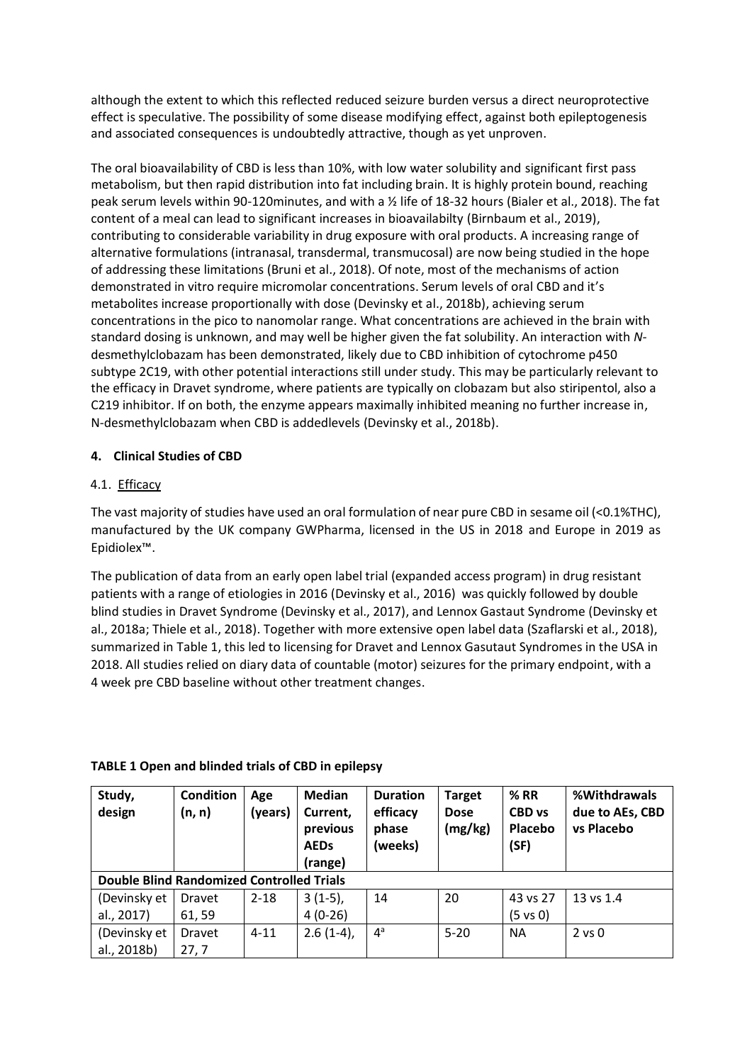although the extent to which this reflected reduced seizure burden versus a direct neuroprotective effect is speculative. The possibility of some disease modifying effect, against both epileptogenesis and associated consequences is undoubtedly attractive, though as yet unproven.

The oral bioavailability of CBD is less than 10%, with low water solubility and significant first pass metabolism, but then rapid distribution into fat including brain. It is highly protein bound, reaching peak serum levels within 90-120minutes, and with a ½ life of 18-32 hours (Bialer et al., 2018). The fat content of a meal can lead to significant increases in bioavailabilty (Birnbaum et al., 2019), contributing to considerable variability in drug exposure with oral products. A increasing range of alternative formulations (intranasal, transdermal, transmucosal) are now being studied in the hope of addressing these limitations (Bruni et al., 2018). Of note, most of the mechanisms of action demonstrated in vitro require micromolar concentrations. Serum levels of oral CBD and it's metabolites increase proportionally with dose (Devinsky et al., 2018b), achieving serum concentrations in the pico to nanomolar range. What concentrations are achieved in the brain with standard dosing is unknown, and may well be higher given the fat solubility. An interaction with *N*-desmethylclobazam has been demonstrated, likely due to CBD inhibition of cytochrome p450 subtype 2C19, with other potential interactions still under study. This may be particularly relevant to the efficacy in Dravet syndrome, where patients are typically on clobazam but also stiripentol, also a C219 inhibitor. If on both, the enzyme appears maximally inhibited meaning no further increase in, N-desmethylclobazam when CBD is addedlevels (Devinsky et al., 2018b).

## 4. Clinical Studies of CBD

### 4.1. Efficacy

The vast majority of studies have used an oral formulation of near pure CBD in sesame oil (<0.1%THC), manufactured by the UK company GWPharma, licensed in the US in 2018 and Europe in 2019 as Epidiolex™.

The publication of data from an early open label trial (expanded access program) in drug resistant patients with a range of etiologies in 2016 (Devinsky et al., 2016) was quickly followed by double blind studies in Dravet Syndrome (Devinsky et al., 2017), and Lennox Gastaut Syndrome (Devinsky et al., 2018a; Thiele et al., 2018). Together with more extensive open label data (Szaflarski et al., 2018), summarized in Table 1, this led to licensing for Dravet and Lennox Gasutaut Syndromes in the USA in 2018. All studies relied on diary data of countable (motor) seizures for the primary endpoint, with a 4 week pre CBD baseline without other treatment changes.

**TABLE 1 Open and blinded trials of CBD in epilepsy**

| Study, design | Condition (n, n) | Age (years) | Median Current, previous AEDs (range) | Duration efficacy phase (weeks) | Target Dose (mg/kg) | % RR CBD vs Placebo (SF) | %Withdrawals due to AEs, CBD vs Placebo |
|---|---|---|---|---|---|---|---|
| **Double Blind Randomized Controlled Trials** | | | | | | | |
| (Devinsky et al., 2017) | Dravet 61, 59 | 2-18 | 3 (1-5), 4 (0-26) | 14 | 20 | 43 vs 27 (5 vs 0) | 13 vs 1.4 |
| (Devinsky et al., 2018b) | Dravet 27, 7 | 4-11 | 2.6 (1-4), | 4[a] | 5-20 | NA | 2 vs 0 |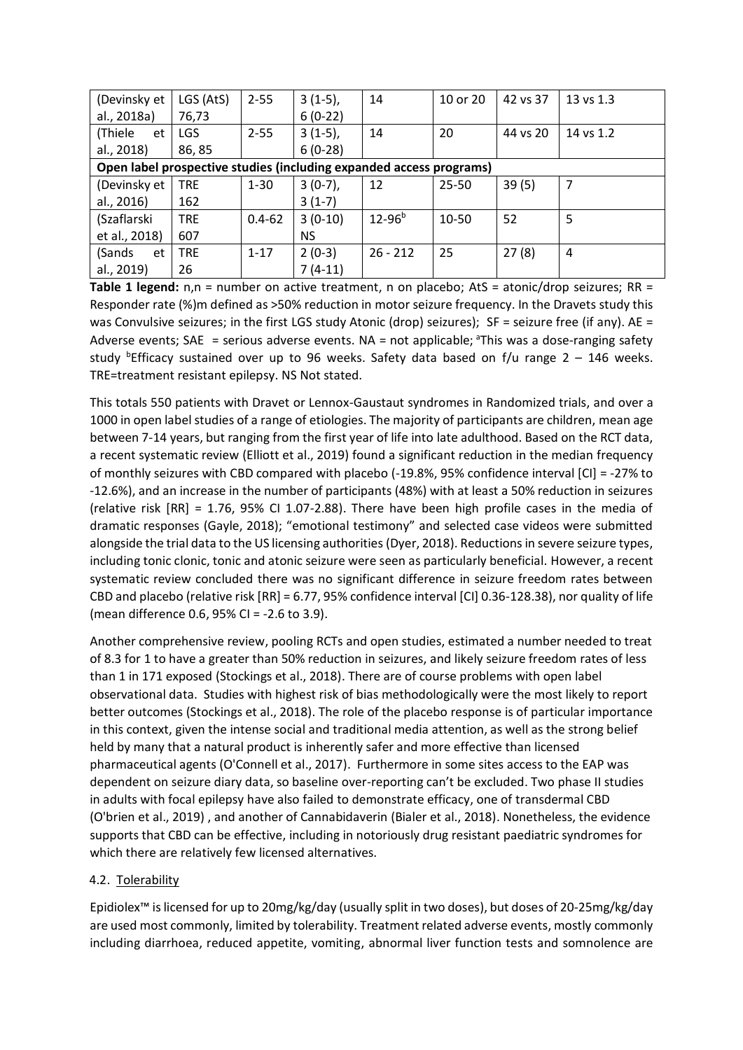| (Devinsky et al., 2018a) | LGS (AtS) 76,73 | 2-55 | 3 (1-5), 6 (0-22) | 14 | 10 or 20 | 42 vs 37 | 13 vs 1.3 |
|---|---|---|---|---|---|---|---|
| (Thiele et al., 2018) | LGS 86, 85 | 2-55 | 3 (1-5), 6 (0-28) | 14 | 20 | 44 vs 20 | 14 vs 1.2 |
| **Open label prospective studies (including expanded access programs)** | | | | | | | |
| (Devinsky et al., 2016) | TRE 162 | 1-30 | 3 (0-7), 3 (1-7) | 12 | 25-50 | 39 (5) | 7 |
| (Szaflarski et al., 2018) | TRE 607 | 0.4-62 | 3 (0-10) NS | 12-96[b] | 10-50 | 52 | 5 |
| (Sands et al., 2019) | TRE 26 | 1-17 | 2 (0-3) 7 (4-11) | 26 - 212 | 25 | 27 (8) | 4 |

**Table 1 legend:** n,n = number on active treatment, n on placebo; AtS = atonic/drop seizures; RR = Responder rate (%)m defined as >50% reduction in motor seizure frequency. In the Dravets study this was Convulsive seizures; in the first LGS study Atonic (drop) seizures); SF = seizure free (if any). AE = Adverse events; SAE = serious adverse events. NA = not applicable; [a]This was a dose-ranging safety study [b]Efficacy sustained over up to 96 weeks. Safety data based on f/u range 2 – 146 weeks. TRE=treatment resistant epilepsy. NS Not stated.

This totals 550 patients with Dravet or Lennox-Gaustaut syndromes in Randomized trials, and over a 1000 in open label studies of a range of etiologies. The majority of participants are children, mean age between 7-14 years, but ranging from the first year of life into late adulthood. Based on the RCT data, a recent systematic review (Elliott et al., 2019) found a significant reduction in the median frequency of monthly seizures with CBD compared with placebo (-19.8%, 95% confidence interval [CI] = -27% to -12.6%), and an increase in the number of participants (48%) with at least a 50% reduction in seizures (relative risk [RR] = 1.76, 95% CI 1.07-2.88). There have been high profile cases in the media of dramatic responses (Gayle, 2018); "emotional testimony" and selected case videos were submitted alongside the trial data to the US licensing authorities (Dyer, 2018). Reductions in severe seizure types, including tonic clonic, tonic and atonic seizure were seen as particularly beneficial. However, a recent systematic review concluded there was no significant difference in seizure freedom rates between CBD and placebo (relative risk [RR] = 6.77, 95% confidence interval [CI] 0.36-128.38), nor quality of life (mean difference 0.6, 95% CI = -2.6 to 3.9).

Another comprehensive review, pooling RCTs and open studies, estimated a number needed to treat of 8.3 for 1 to have a greater than 50% reduction in seizures, and likely seizure freedom rates of less than 1 in 171 exposed (Stockings et al., 2018). There are of course problems with open label observational data. Studies with highest risk of bias methodologically were the most likely to report better outcomes (Stockings et al., 2018). The role of the placebo response is of particular importance in this context, given the intense social and traditional media attention, as well as the strong belief held by many that a natural product is inherently safer and more effective than licensed pharmaceutical agents (O'Connell et al., 2017). Furthermore in some sites access to the EAP was dependent on seizure diary data, so baseline over-reporting can't be excluded. Two phase II studies in adults with focal epilepsy have also failed to demonstrate efficacy, one of transdermal CBD (O'brien et al., 2019) , and another of Cannabidaverin (Bialer et al., 2018). Nonetheless, the evidence supports that CBD can be effective, including in notoriously drug resistant paediatric syndromes for which there are relatively few licensed alternatives.

### 4.2. Tolerability

Epidiolex™ is licensed for up to 20mg/kg/day (usually split in two doses), but doses of 20-25mg/kg/day are used most commonly, limited by tolerability. Treatment related adverse events, mostly commonly including diarrhoea, reduced appetite, vomiting, abnormal liver function tests and somnolence are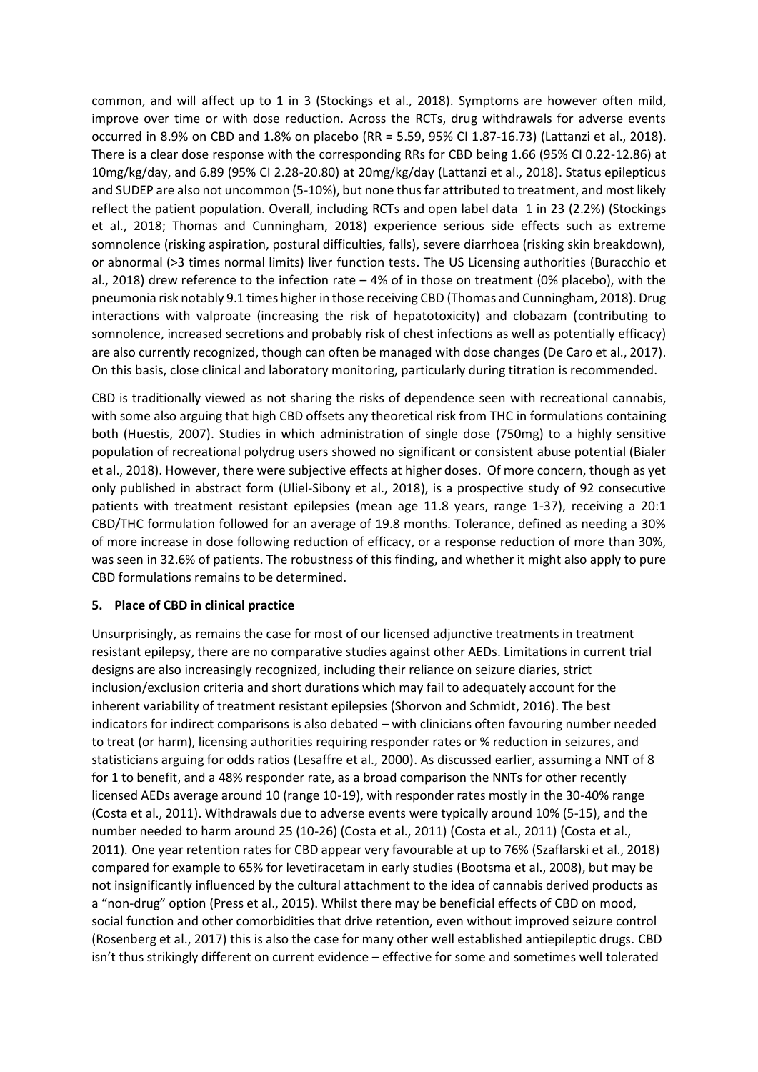common, and will affect up to 1 in 3 (Stockings et al., 2018). Symptoms are however often mild, improve over time or with dose reduction. Across the RCTs, drug withdrawals for adverse events occurred in 8.9% on CBD and 1.8% on placebo (RR = 5.59, 95% CI 1.87-16.73) (Lattanzi et al., 2018). There is a clear dose response with the corresponding RRs for CBD being 1.66 (95% CI 0.22-12.86) at 10mg/kg/day, and 6.89 (95% CI 2.28-20.80) at 20mg/kg/day (Lattanzi et al., 2018). Status epilepticus and SUDEP are also not uncommon (5-10%), but none thus far attributed to treatment, and most likely reflect the patient population. Overall, including RCTs and open label data 1 in 23 (2.2%) (Stockings et al., 2018; Thomas and Cunningham, 2018) experience serious side effects such as extreme somnolence (risking aspiration, postural difficulties, falls), severe diarrhoea (risking skin breakdown), or abnormal (>3 times normal limits) liver function tests. The US Licensing authorities (Buracchio et al., 2018) drew reference to the infection rate – 4% of in those on treatment (0% placebo), with the pneumonia risk notably 9.1 times higher in those receiving CBD (Thomas and Cunningham, 2018). Drug interactions with valproate (increasing the risk of hepatotoxicity) and clobazam (contributing to somnolence, increased secretions and probably risk of chest infections as well as potentially efficacy) are also currently recognized, though can often be managed with dose changes (De Caro et al., 2017). On this basis, close clinical and laboratory monitoring, particularly during titration is recommended.

CBD is traditionally viewed as not sharing the risks of dependence seen with recreational cannabis, with some also arguing that high CBD offsets any theoretical risk from THC in formulations containing both (Huestis, 2007). Studies in which administration of single dose (750mg) to a highly sensitive population of recreational polydrug users showed no significant or consistent abuse potential (Bialer et al., 2018). However, there were subjective effects at higher doses. Of more concern, though as yet only published in abstract form (Uliel-Sibony et al., 2018), is a prospective study of 92 consecutive patients with treatment resistant epilepsies (mean age 11.8 years, range 1-37), receiving a 20:1 CBD/THC formulation followed for an average of 19.8 months. Tolerance, defined as needing a 30% of more increase in dose following reduction of efficacy, or a response reduction of more than 30%, was seen in 32.6% of patients. The robustness of this finding, and whether it might also apply to pure CBD formulations remains to be determined.

## 5. Place of CBD in clinical practice

Unsurprisingly, as remains the case for most of our licensed adjunctive treatments in treatment resistant epilepsy, there are no comparative studies against other AEDs. Limitations in current trial designs are also increasingly recognized, including their reliance on seizure diaries, strict inclusion/exclusion criteria and short durations which may fail to adequately account for the inherent variability of treatment resistant epilepsies (Shorvon and Schmidt, 2016). The best indicators for indirect comparisons is also debated – with clinicians often favouring number needed to treat (or harm), licensing authorities requiring responder rates or % reduction in seizures, and statisticians arguing for odds ratios (Lesaffre et al., 2000). As discussed earlier, assuming a NNT of 8 for 1 to benefit, and a 48% responder rate, as a broad comparison the NNTs for other recently licensed AEDs average around 10 (range 10-19), with responder rates mostly in the 30-40% range (Costa et al., 2011). Withdrawals due to adverse events were typically around 10% (5-15), and the number needed to harm around 25 (10-26) (Costa et al., 2011) (Costa et al., 2011) (Costa et al., 2011). One year retention rates for CBD appear very favourable at up to 76% (Szaflarski et al., 2018) compared for example to 65% for levetiracetam in early studies (Bootsma et al., 2008), but may be not insignificantly influenced by the cultural attachment to the idea of cannabis derived products as a "non-drug" option (Press et al., 2015). Whilst there may be beneficial effects of CBD on mood, social function and other comorbidities that drive retention, even without improved seizure control (Rosenberg et al., 2017) this is also the case for many other well established antiepileptic drugs. CBD isn't thus strikingly different on current evidence – effective for some and sometimes well tolerated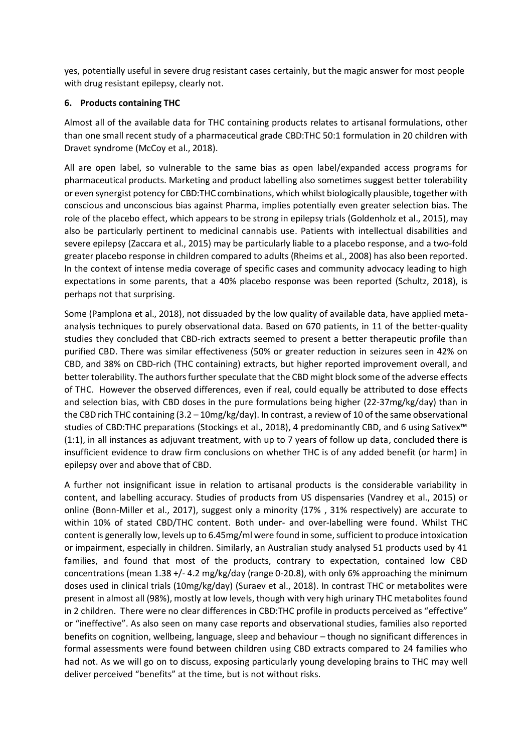yes, potentially useful in severe drug resistant cases certainly, but the magic answer for most people with drug resistant epilepsy, clearly not.

### 6. Products containing THC

Almost all of the available data for THC containing products relates to artisanal formulations, other than one small recent study of a pharmaceutical grade CBD:THC 50:1 formulation in 20 children with Dravet syndrome (McCoy et al., 2018).

All are open label, so vulnerable to the same bias as open label/expanded access programs for pharmaceutical products. Marketing and product labelling also sometimes suggest better tolerability or even synergist potency for CBD:THC combinations, which whilst biologically plausible, together with conscious and unconscious bias against Pharma, implies potentially even greater selection bias. The role of the placebo effect, which appears to be strong in epilepsy trials (Goldenholz et al., 2015), may also be particularly pertinent to medicinal cannabis use. Patients with intellectual disabilities and severe epilepsy (Zaccara et al., 2015) may be particularly liable to a placebo response, and a two-fold greater placebo response in children compared to adults (Rheims et al., 2008) has also been reported. In the context of intense media coverage of specific cases and community advocacy leading to high expectations in some parents, that a 40% placebo response was been reported (Schultz, 2018), is perhaps not that surprising.

Some (Pamplona et al., 2018), not dissuaded by the low quality of available data, have applied meta-analysis techniques to purely observational data. Based on 670 patients, in 11 of the better-quality studies they concluded that CBD-rich extracts seemed to present a better therapeutic profile than purified CBD. There was similar effectiveness (50% or greater reduction in seizures seen in 42% on CBD, and 38% on CBD-rich (THC containing) extracts, but higher reported improvement overall, and better tolerability. The authors further speculate that the CBD might block some of the adverse effects of THC. However the observed differences, even if real, could equally be attributed to dose effects and selection bias, with CBD doses in the pure formulations being higher (22-37mg/kg/day) than in the CBD rich THC containing (3.2 – 10mg/kg/day). In contrast, a review of 10 of the same observational studies of CBD:THC preparations (Stockings et al., 2018), 4 predominantly CBD, and 6 using Sativex™ (1:1), in all instances as adjuvant treatment, with up to 7 years of follow up data, concluded there is insufficient evidence to draw firm conclusions on whether THC is of any added benefit (or harm) in epilepsy over and above that of CBD.

A further not insignificant issue in relation to artisanal products is the considerable variability in content, and labelling accuracy. Studies of products from US dispensaries (Vandrey et al., 2015) or online (Bonn-Miller et al., 2017), suggest only a minority (17% , 31% respectively) are accurate to within 10% of stated CBD/THC content. Both under- and over-labelling were found. Whilst THC content is generally low, levels up to 6.45mg/ml were found in some, sufficient to produce intoxication or impairment, especially in children. Similarly, an Australian study analysed 51 products used by 41 families, and found that most of the products, contrary to expectation, contained low CBD concentrations (mean 1.38 +/- 4.2 mg/kg/day (range 0-20.8), with only 6% approaching the minimum doses used in clinical trials (10mg/kg/day) (Suraev et al., 2018). In contrast THC or metabolites were present in almost all (98%), mostly at low levels, though with very high urinary THC metabolites found in 2 children. There were no clear differences in CBD:THC profile in products perceived as "effective" or "ineffective". As also seen on many case reports and observational studies, families also reported benefits on cognition, wellbeing, language, sleep and behaviour – though no significant differences in formal assessments were found between children using CBD extracts compared to 24 families who had not. As we will go on to discuss, exposing particularly young developing brains to THC may well deliver perceived "benefits" at the time, but is not without risks.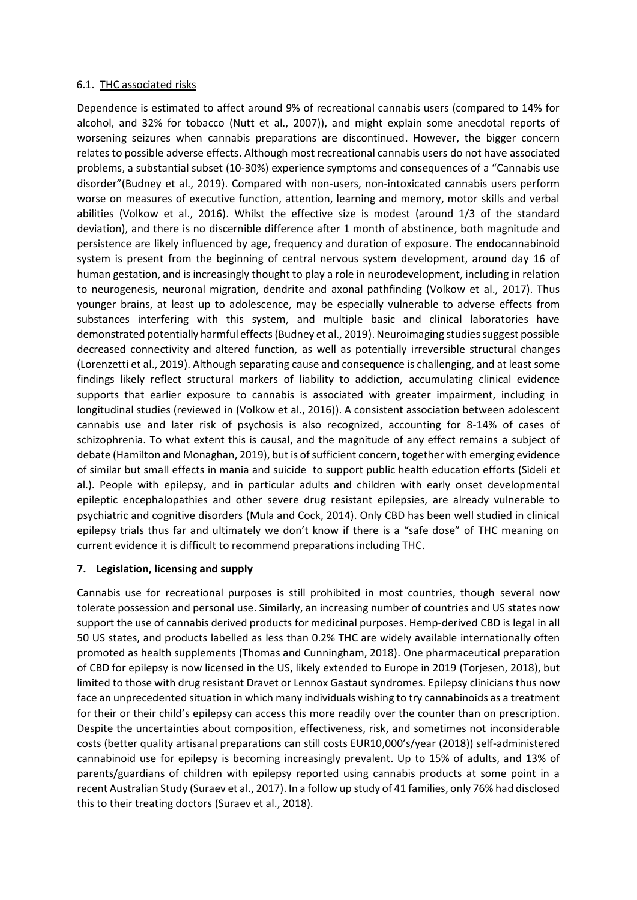### 6.1. THC associated risks

Dependence is estimated to affect around 9% of recreational cannabis users (compared to 14% for alcohol, and 32% for tobacco (Nutt et al., 2007)), and might explain some anecdotal reports of worsening seizures when cannabis preparations are discontinued. However, the bigger concern relates to possible adverse effects. Although most recreational cannabis users do not have associated problems, a substantial subset (10-30%) experience symptoms and consequences of a "Cannabis use disorder"(Budney et al., 2019). Compared with non-users, non-intoxicated cannabis users perform worse on measures of executive function, attention, learning and memory, motor skills and verbal abilities (Volkow et al., 2016). Whilst the effective size is modest (around 1/3 of the standard deviation), and there is no discernible difference after 1 month of abstinence, both magnitude and persistence are likely influenced by age, frequency and duration of exposure. The endocannabinoid system is present from the beginning of central nervous system development, around day 16 of human gestation, and is increasingly thought to play a role in neurodevelopment, including in relation to neurogenesis, neuronal migration, dendrite and axonal pathfinding (Volkow et al., 2017). Thus younger brains, at least up to adolescence, may be especially vulnerable to adverse effects from substances interfering with this system, and multiple basic and clinical laboratories have demonstrated potentially harmful effects (Budney et al., 2019). Neuroimaging studies suggest possible decreased connectivity and altered function, as well as potentially irreversible structural changes (Lorenzetti et al., 2019). Although separating cause and consequence is challenging, and at least some findings likely reflect structural markers of liability to addiction, accumulating clinical evidence supports that earlier exposure to cannabis is associated with greater impairment, including in longitudinal studies (reviewed in (Volkow et al., 2016)). A consistent association between adolescent cannabis use and later risk of psychosis is also recognized, accounting for 8-14% of cases of schizophrenia. To what extent this is causal, and the magnitude of any effect remains a subject of debate (Hamilton and Monaghan, 2019), but is of sufficient concern, together with emerging evidence of similar but small effects in mania and suicide to support public health education efforts (Sideli et al.). People with epilepsy, and in particular adults and children with early onset developmental epileptic encephalopathies and other severe drug resistant epilepsies, are already vulnerable to psychiatric and cognitive disorders (Mula and Cock, 2014). Only CBD has been well studied in clinical epilepsy trials thus far and ultimately we don't know if there is a "safe dose" of THC meaning on current evidence it is difficult to recommend preparations including THC.

## 7. Legislation, licensing and supply

Cannabis use for recreational purposes is still prohibited in most countries, though several now tolerate possession and personal use. Similarly, an increasing number of countries and US states now support the use of cannabis derived products for medicinal purposes. Hemp-derived CBD is legal in all 50 US states, and products labelled as less than 0.2% THC are widely available internationally often promoted as health supplements (Thomas and Cunningham, 2018). One pharmaceutical preparation of CBD for epilepsy is now licensed in the US, likely extended to Europe in 2019 (Torjesen, 2018), but limited to those with drug resistant Dravet or Lennox Gastaut syndromes. Epilepsy clinicians thus now face an unprecedented situation in which many individuals wishing to try cannabinoids as a treatment for their or their child's epilepsy can access this more readily over the counter than on prescription. Despite the uncertainties about composition, effectiveness, risk, and sometimes not inconsiderable costs (better quality artisanal preparations can still costs EUR10,000's/year (2018)) self-administered cannabinoid use for epilepsy is becoming increasingly prevalent. Up to 15% of adults, and 13% of parents/guardians of children with epilepsy reported using cannabis products at some point in a recent Australian Study (Suraev et al., 2017). In a follow up study of 41 families, only 76% had disclosed this to their treating doctors (Suraev et al., 2018).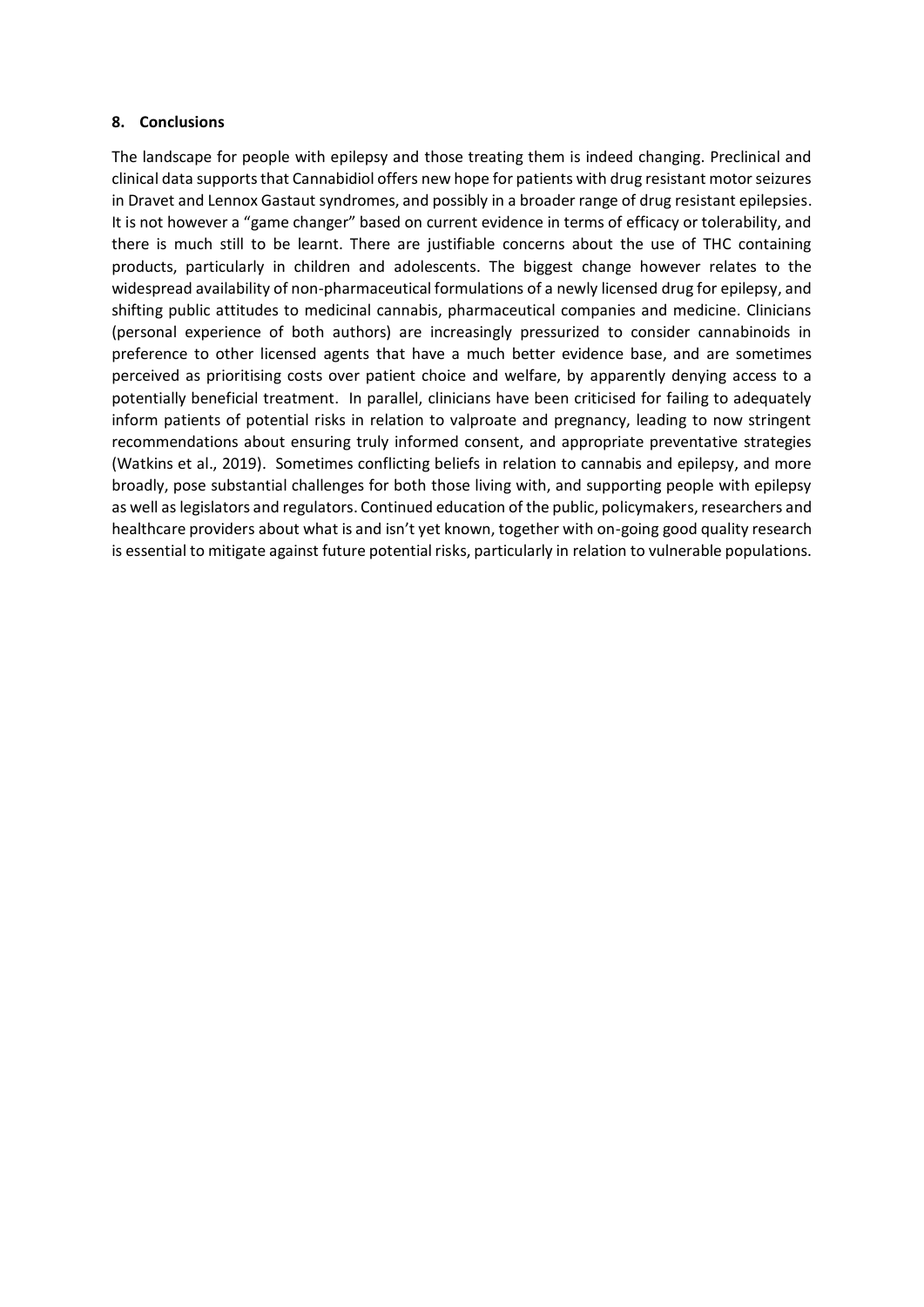## 8. Conclusions

The landscape for people with epilepsy and those treating them is indeed changing. Preclinical and clinical data supports that Cannabidiol offers new hope for patients with drug resistant motor seizures in Dravet and Lennox Gastaut syndromes, and possibly in a broader range of drug resistant epilepsies. It is not however a "game changer" based on current evidence in terms of efficacy or tolerability, and there is much still to be learnt. There are justifiable concerns about the use of THC containing products, particularly in children and adolescents. The biggest change however relates to the widespread availability of non-pharmaceutical formulations of a newly licensed drug for epilepsy, and shifting public attitudes to medicinal cannabis, pharmaceutical companies and medicine. Clinicians (personal experience of both authors) are increasingly pressurized to consider cannabinoids in preference to other licensed agents that have a much better evidence base, and are sometimes perceived as prioritising costs over patient choice and welfare, by apparently denying access to a potentially beneficial treatment. In parallel, clinicians have been criticised for failing to adequately inform patients of potential risks in relation to valproate and pregnancy, leading to now stringent recommendations about ensuring truly informed consent, and appropriate preventative strategies (Watkins et al., 2019). Sometimes conflicting beliefs in relation to cannabis and epilepsy, and more broadly, pose substantial challenges for both those living with, and supporting people with epilepsy as well as legislators and regulators. Continued education of the public, policymakers, researchers and healthcare providers about what is and isn't yet known, together with on-going good quality research is essential to mitigate against future potential risks, particularly in relation to vulnerable populations.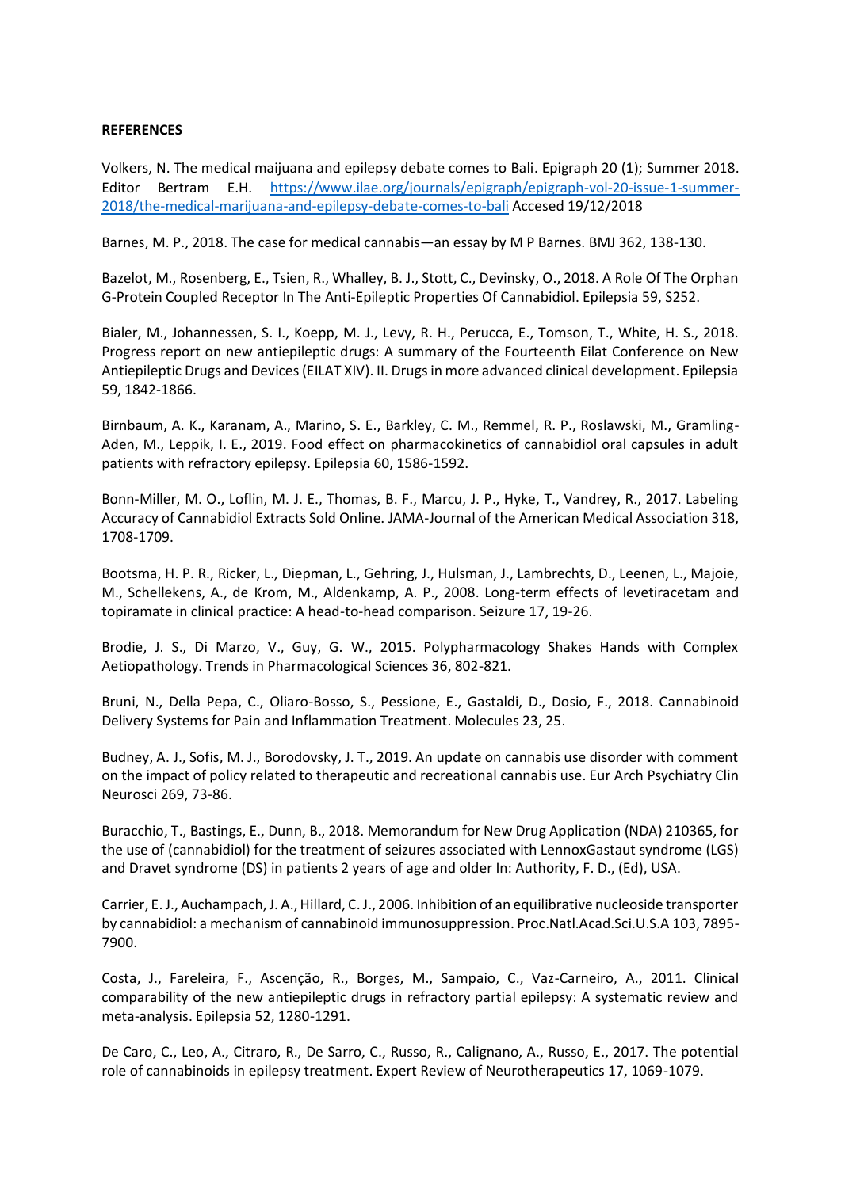**REFERENCES**

Volkers, N. The medical maijuana and epilepsy debate comes to Bali. Epigraph 20 (1); Summer 2018. Editor Bertram E.H. https://www.ilae.org/journals/epigraph/epigraph-vol-20-issue-1-summer-2018/the-medical-marijuana-and-epilepsy-debate-comes-to-bali Accesed 19/12/2018

Barnes, M. P., 2018. The case for medical cannabis—an essay by M P Barnes. BMJ 362, 138-130.

Bazelot, M., Rosenberg, E., Tsien, R., Whalley, B. J., Stott, C., Devinsky, O., 2018. A Role Of The Orphan G-Protein Coupled Receptor In The Anti-Epileptic Properties Of Cannabidiol. Epilepsia 59, S252.

Bialer, M., Johannessen, S. I., Koepp, M. J., Levy, R. H., Perucca, E., Tomson, T., White, H. S., 2018. Progress report on new antiepileptic drugs: A summary of the Fourteenth Eilat Conference on New Antiepileptic Drugs and Devices (EILAT XIV). II. Drugs in more advanced clinical development. Epilepsia 59, 1842-1866.

Birnbaum, A. K., Karanam, A., Marino, S. E., Barkley, C. M., Remmel, R. P., Roslawski, M., Gramling-Aden, M., Leppik, I. E., 2019. Food effect on pharmacokinetics of cannabidiol oral capsules in adult patients with refractory epilepsy. Epilepsia 60, 1586-1592.

Bonn-Miller, M. O., Loflin, M. J. E., Thomas, B. F., Marcu, J. P., Hyke, T., Vandrey, R., 2017. Labeling Accuracy of Cannabidiol Extracts Sold Online. JAMA-Journal of the American Medical Association 318, 1708-1709.

Bootsma, H. P. R., Ricker, L., Diepman, L., Gehring, J., Hulsman, J., Lambrechts, D., Leenen, L., Majoie, M., Schellekens, A., de Krom, M., Aldenkamp, A. P., 2008. Long-term effects of levetiracetam and topiramate in clinical practice: A head-to-head comparison. Seizure 17, 19-26.

Brodie, J. S., Di Marzo, V., Guy, G. W., 2015. Polypharmacology Shakes Hands with Complex Aetiopathology. Trends in Pharmacological Sciences 36, 802-821.

Bruni, N., Della Pepa, C., Oliaro-Bosso, S., Pessione, E., Gastaldi, D., Dosio, F., 2018. Cannabinoid Delivery Systems for Pain and Inflammation Treatment. Molecules 23, 25.

Budney, A. J., Sofis, M. J., Borodovsky, J. T., 2019. An update on cannabis use disorder with comment on the impact of policy related to therapeutic and recreational cannabis use. Eur Arch Psychiatry Clin Neurosci 269, 73-86.

Buracchio, T., Bastings, E., Dunn, B., 2018. Memorandum for New Drug Application (NDA) 210365, for the use of (cannabidiol) for the treatment of seizures associated with LennoxGastaut syndrome (LGS) and Dravet syndrome (DS) in patients 2 years of age and older In: Authority, F. D., (Ed), USA.

Carrier, E. J., Auchampach, J. A., Hillard, C. J., 2006. Inhibition of an equilibrative nucleoside transporter by cannabidiol: a mechanism of cannabinoid immunosuppression. Proc.Natl.Acad.Sci.U.S.A 103, 7895-7900.

Costa, J., Fareleira, F., Ascenção, R., Borges, M., Sampaio, C., Vaz-Carneiro, A., 2011. Clinical comparability of the new antiepileptic drugs in refractory partial epilepsy: A systematic review and meta-analysis. Epilepsia 52, 1280-1291.

De Caro, C., Leo, A., Citraro, R., De Sarro, C., Russo, R., Calignano, A., Russo, E., 2017. The potential role of cannabinoids in epilepsy treatment. Expert Review of Neurotherapeutics 17, 1069-1079.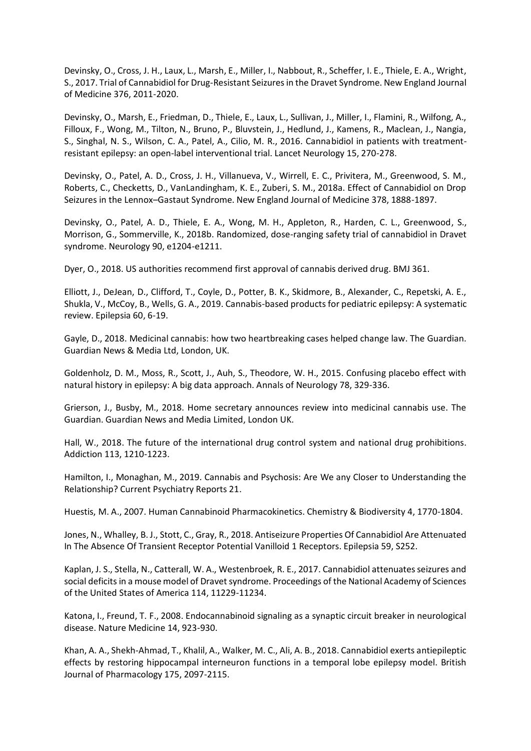Devinsky, O., Cross, J. H., Laux, L., Marsh, E., Miller, I., Nabbout, R., Scheffer, I. E., Thiele, E. A., Wright, S., 2017. Trial of Cannabidiol for Drug-Resistant Seizures in the Dravet Syndrome. New England Journal of Medicine 376, 2011-2020.

Devinsky, O., Marsh, E., Friedman, D., Thiele, E., Laux, L., Sullivan, J., Miller, I., Flamini, R., Wilfong, A., Filloux, F., Wong, M., Tilton, N., Bruno, P., Bluvstein, J., Hedlund, J., Kamens, R., Maclean, J., Nangia, S., Singhal, N. S., Wilson, C. A., Patel, A., Cilio, M. R., 2016. Cannabidiol in patients with treatment-resistant epilepsy: an open-label interventional trial. Lancet Neurology 15, 270-278.

Devinsky, O., Patel, A. D., Cross, J. H., Villanueva, V., Wirrell, E. C., Privitera, M., Greenwood, S. M., Roberts, C., Checketts, D., VanLandingham, K. E., Zuberi, S. M., 2018a. Effect of Cannabidiol on Drop Seizures in the Lennox–Gastaut Syndrome. New England Journal of Medicine 378, 1888-1897.

Devinsky, O., Patel, A. D., Thiele, E. A., Wong, M. H., Appleton, R., Harden, C. L., Greenwood, S., Morrison, G., Sommerville, K., 2018b. Randomized, dose-ranging safety trial of cannabidiol in Dravet syndrome. Neurology 90, e1204-e1211.

Dyer, O., 2018. US authorities recommend first approval of cannabis derived drug. BMJ 361.

Elliott, J., DeJean, D., Clifford, T., Coyle, D., Potter, B. K., Skidmore, B., Alexander, C., Repetski, A. E., Shukla, V., McCoy, B., Wells, G. A., 2019. Cannabis-based products for pediatric epilepsy: A systematic review. Epilepsia 60, 6-19.

Gayle, D., 2018. Medicinal cannabis: how two heartbreaking cases helped change law. The Guardian. Guardian News & Media Ltd, London, UK.

Goldenholz, D. M., Moss, R., Scott, J., Auh, S., Theodore, W. H., 2015. Confusing placebo effect with natural history in epilepsy: A big data approach. Annals of Neurology 78, 329-336.

Grierson, J., Busby, M., 2018. Home secretary announces review into medicinal cannabis use. The Guardian. Guardian News and Media Limited, London UK.

Hall, W., 2018. The future of the international drug control system and national drug prohibitions. Addiction 113, 1210-1223.

Hamilton, I., Monaghan, M., 2019. Cannabis and Psychosis: Are We any Closer to Understanding the Relationship? Current Psychiatry Reports 21.

Huestis, M. A., 2007. Human Cannabinoid Pharmacokinetics. Chemistry & Biodiversity 4, 1770-1804.

Jones, N., Whalley, B. J., Stott, C., Gray, R., 2018. Antiseizure Properties Of Cannabidiol Are Attenuated In The Absence Of Transient Receptor Potential Vanilloid 1 Receptors. Epilepsia 59, S252.

Kaplan, J. S., Stella, N., Catterall, W. A., Westenbroek, R. E., 2017. Cannabidiol attenuates seizures and social deficits in a mouse model of Dravet syndrome. Proceedings of the National Academy of Sciences of the United States of America 114, 11229-11234.

Katona, I., Freund, T. F., 2008. Endocannabinoid signaling as a synaptic circuit breaker in neurological disease. Nature Medicine 14, 923-930.

Khan, A. A., Shekh-Ahmad, T., Khalil, A., Walker, M. C., Ali, A. B., 2018. Cannabidiol exerts antiepileptic effects by restoring hippocampal interneuron functions in a temporal lobe epilepsy model. British Journal of Pharmacology 175, 2097-2115.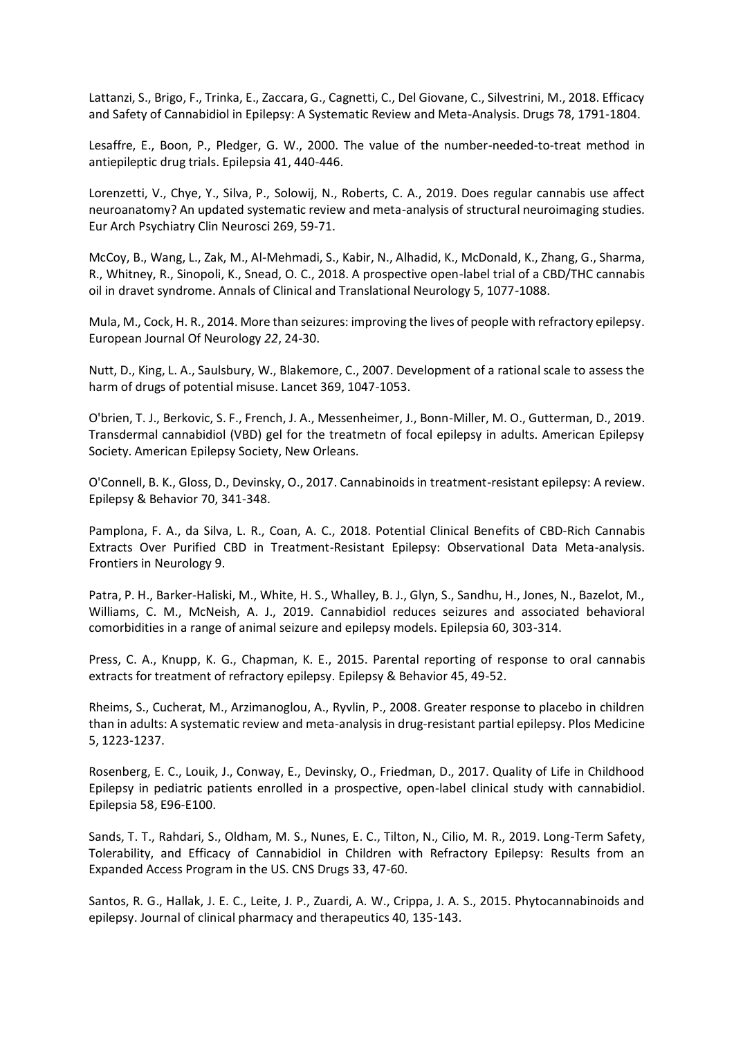Lattanzi, S., Brigo, F., Trinka, E., Zaccara, G., Cagnetti, C., Del Giovane, C., Silvestrini, M., 2018. Efficacy and Safety of Cannabidiol in Epilepsy: A Systematic Review and Meta-Analysis. Drugs 78, 1791-1804.

Lesaffre, E., Boon, P., Pledger, G. W., 2000. The value of the number-needed-to-treat method in antiepileptic drug trials. Epilepsia 41, 440-446.

Lorenzetti, V., Chye, Y., Silva, P., Solowij, N., Roberts, C. A., 2019. Does regular cannabis use affect neuroanatomy? An updated systematic review and meta-analysis of structural neuroimaging studies. Eur Arch Psychiatry Clin Neurosci 269, 59-71.

McCoy, B., Wang, L., Zak, M., Al-Mehmadi, S., Kabir, N., Alhadid, K., McDonald, K., Zhang, G., Sharma, R., Whitney, R., Sinopoli, K., Snead, O. C., 2018. A prospective open-label trial of a CBD/THC cannabis oil in dravet syndrome. Annals of Clinical and Translational Neurology 5, 1077-1088.

Mula, M., Cock, H. R., 2014. More than seizures: improving the lives of people with refractory epilepsy. European Journal Of Neurology *22*, 24-30.

Nutt, D., King, L. A., Saulsbury, W., Blakemore, C., 2007. Development of a rational scale to assess the harm of drugs of potential misuse. Lancet 369, 1047-1053.

O'brien, T. J., Berkovic, S. F., French, J. A., Messenheimer, J., Bonn-Miller, M. O., Gutterman, D., 2019. Transdermal cannabidiol (VBD) gel for the treatmetn of focal epilepsy in adults. American Epilepsy Society. American Epilepsy Society, New Orleans.

O'Connell, B. K., Gloss, D., Devinsky, O., 2017. Cannabinoids in treatment-resistant epilepsy: A review. Epilepsy & Behavior 70, 341-348.

Pamplona, F. A., da Silva, L. R., Coan, A. C., 2018. Potential Clinical Benefits of CBD-Rich Cannabis Extracts Over Purified CBD in Treatment-Resistant Epilepsy: Observational Data Meta-analysis. Frontiers in Neurology 9.

Patra, P. H., Barker-Haliski, M., White, H. S., Whalley, B. J., Glyn, S., Sandhu, H., Jones, N., Bazelot, M., Williams, C. M., McNeish, A. J., 2019. Cannabidiol reduces seizures and associated behavioral comorbidities in a range of animal seizure and epilepsy models. Epilepsia 60, 303-314.

Press, C. A., Knupp, K. G., Chapman, K. E., 2015. Parental reporting of response to oral cannabis extracts for treatment of refractory epilepsy. Epilepsy & Behavior 45, 49-52.

Rheims, S., Cucherat, M., Arzimanoglou, A., Ryvlin, P., 2008. Greater response to placebo in children than in adults: A systematic review and meta-analysis in drug-resistant partial epilepsy. Plos Medicine 5, 1223-1237.

Rosenberg, E. C., Louik, J., Conway, E., Devinsky, O., Friedman, D., 2017. Quality of Life in Childhood Epilepsy in pediatric patients enrolled in a prospective, open-label clinical study with cannabidiol. Epilepsia 58, E96-E100.

Sands, T. T., Rahdari, S., Oldham, M. S., Nunes, E. C., Tilton, N., Cilio, M. R., 2019. Long-Term Safety, Tolerability, and Efficacy of Cannabidiol in Children with Refractory Epilepsy: Results from an Expanded Access Program in the US. CNS Drugs 33, 47-60.

Santos, R. G., Hallak, J. E. C., Leite, J. P., Zuardi, A. W., Crippa, J. A. S., 2015. Phytocannabinoids and epilepsy. Journal of clinical pharmacy and therapeutics 40, 135-143.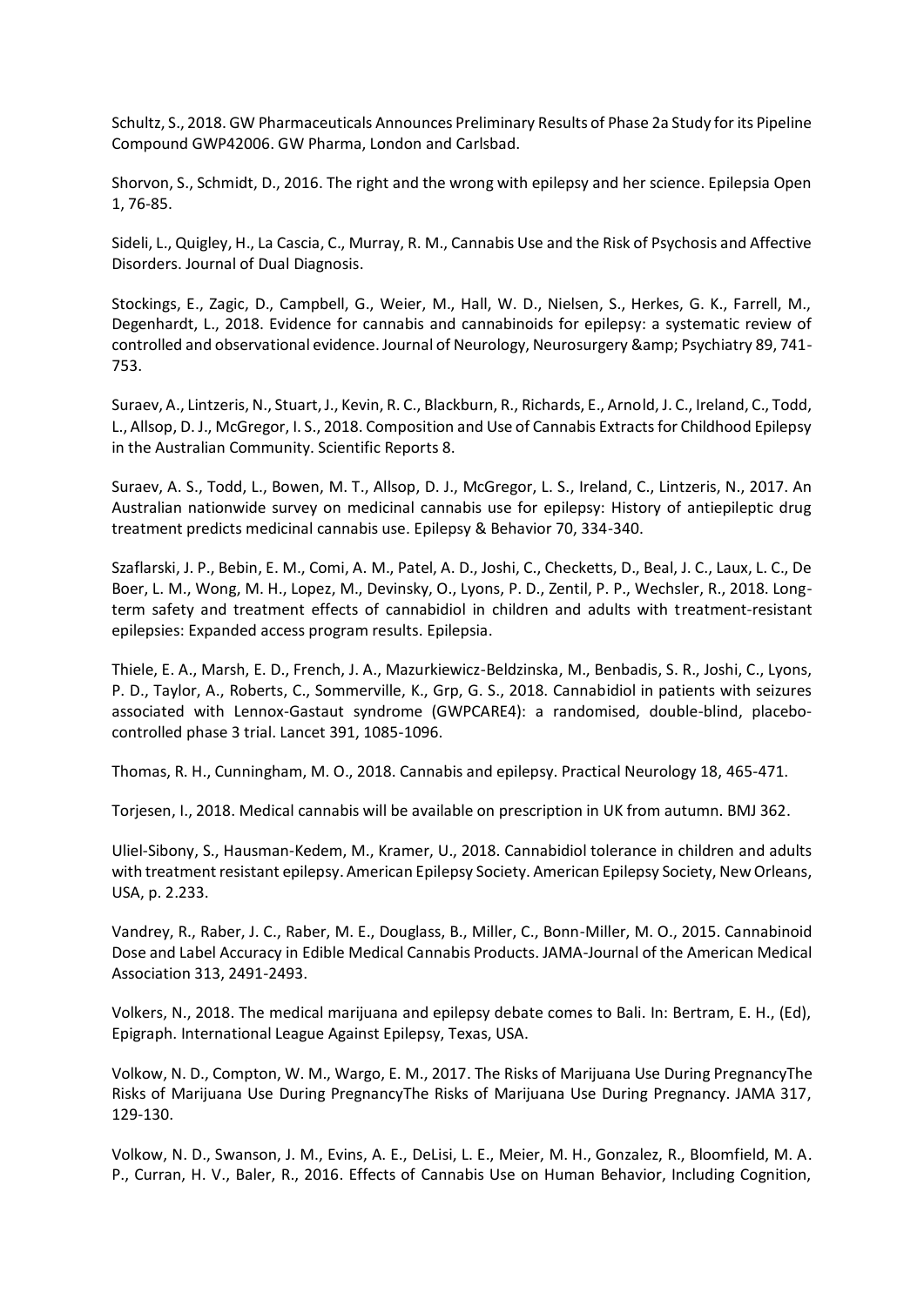Schultz, S., 2018. GW Pharmaceuticals Announces Preliminary Results of Phase 2a Study for its Pipeline Compound GWP42006. GW Pharma, London and Carlsbad.

Shorvon, S., Schmidt, D., 2016. The right and the wrong with epilepsy and her science. Epilepsia Open 1, 76-85.

Sideli, L., Quigley, H., La Cascia, C., Murray, R. M., Cannabis Use and the Risk of Psychosis and Affective Disorders. Journal of Dual Diagnosis.

Stockings, E., Zagic, D., Campbell, G., Weier, M., Hall, W. D., Nielsen, S., Herkes, G. K., Farrell, M., Degenhardt, L., 2018. Evidence for cannabis and cannabinoids for epilepsy: a systematic review of controlled and observational evidence. Journal of Neurology, Neurosurgery &amp; Psychiatry 89, 741-753.

Suraev, A., Lintzeris, N., Stuart, J., Kevin, R. C., Blackburn, R., Richards, E., Arnold, J. C., Ireland, C., Todd, L., Allsop, D. J., McGregor, I. S., 2018. Composition and Use of Cannabis Extracts for Childhood Epilepsy in the Australian Community. Scientific Reports 8.

Suraev, A. S., Todd, L., Bowen, M. T., Allsop, D. J., McGregor, L. S., Ireland, C., Lintzeris, N., 2017. An Australian nationwide survey on medicinal cannabis use for epilepsy: History of antiepileptic drug treatment predicts medicinal cannabis use. Epilepsy & Behavior 70, 334-340.

Szaflarski, J. P., Bebin, E. M., Comi, A. M., Patel, A. D., Joshi, C., Checketts, D., Beal, J. C., Laux, L. C., De Boer, L. M., Wong, M. H., Lopez, M., Devinsky, O., Lyons, P. D., Zentil, P. P., Wechsler, R., 2018. Long-term safety and treatment effects of cannabidiol in children and adults with treatment-resistant epilepsies: Expanded access program results. Epilepsia.

Thiele, E. A., Marsh, E. D., French, J. A., Mazurkiewicz-Beldzinska, M., Benbadis, S. R., Joshi, C., Lyons, P. D., Taylor, A., Roberts, C., Sommerville, K., Grp, G. S., 2018. Cannabidiol in patients with seizures associated with Lennox-Gastaut syndrome (GWPCARE4): a randomised, double-blind, placebo-controlled phase 3 trial. Lancet 391, 1085-1096.

Thomas, R. H., Cunningham, M. O., 2018. Cannabis and epilepsy. Practical Neurology 18, 465-471.

Torjesen, I., 2018. Medical cannabis will be available on prescription in UK from autumn. BMJ 362.

Uliel-Sibony, S., Hausman-Kedem, M., Kramer, U., 2018. Cannabidiol tolerance in children and adults with treatment resistant epilepsy. American Epilepsy Society. American Epilepsy Society, New Orleans, USA, p. 2.233.

Vandrey, R., Raber, J. C., Raber, M. E., Douglass, B., Miller, C., Bonn-Miller, M. O., 2015. Cannabinoid Dose and Label Accuracy in Edible Medical Cannabis Products. JAMA-Journal of the American Medical Association 313, 2491-2493.

Volkers, N., 2018. The medical marijuana and epilepsy debate comes to Bali. In: Bertram, E. H., (Ed), Epigraph. International League Against Epilepsy, Texas, USA.

Volkow, N. D., Compton, W. M., Wargo, E. M., 2017. The Risks of Marijuana Use During PregnancyThe Risks of Marijuana Use During PregnancyThe Risks of Marijuana Use During Pregnancy. JAMA 317, 129-130.

Volkow, N. D., Swanson, J. M., Evins, A. E., DeLisi, L. E., Meier, M. H., Gonzalez, R., Bloomfield, M. A. P., Curran, H. V., Baler, R., 2016. Effects of Cannabis Use on Human Behavior, Including Cognition,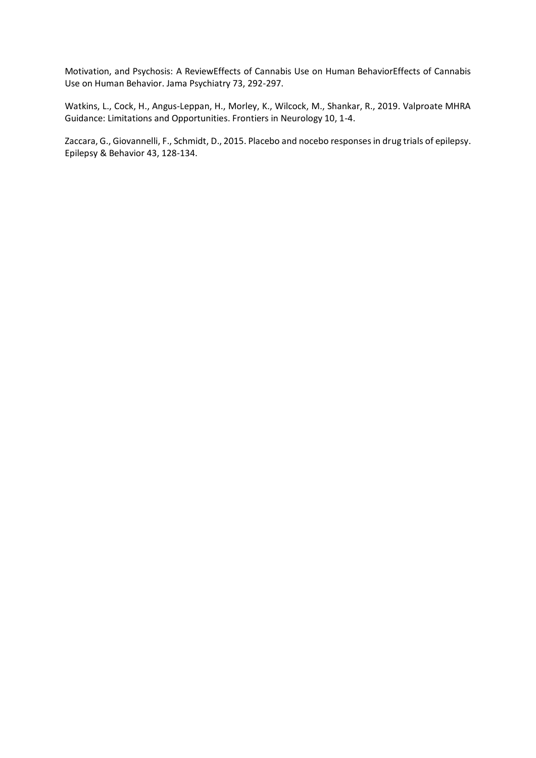Motivation, and Psychosis: A ReviewEffects of Cannabis Use on Human BehaviorEffects of Cannabis Use on Human Behavior. Jama Psychiatry 73, 292-297.

Watkins, L., Cock, H., Angus-Leppan, H., Morley, K., Wilcock, M., Shankar, R., 2019. Valproate MHRA Guidance: Limitations and Opportunities. Frontiers in Neurology 10, 1-4.

Zaccara, G., Giovannelli, F., Schmidt, D., 2015. Placebo and nocebo responses in drug trials of epilepsy. Epilepsy & Behavior 43, 128-134.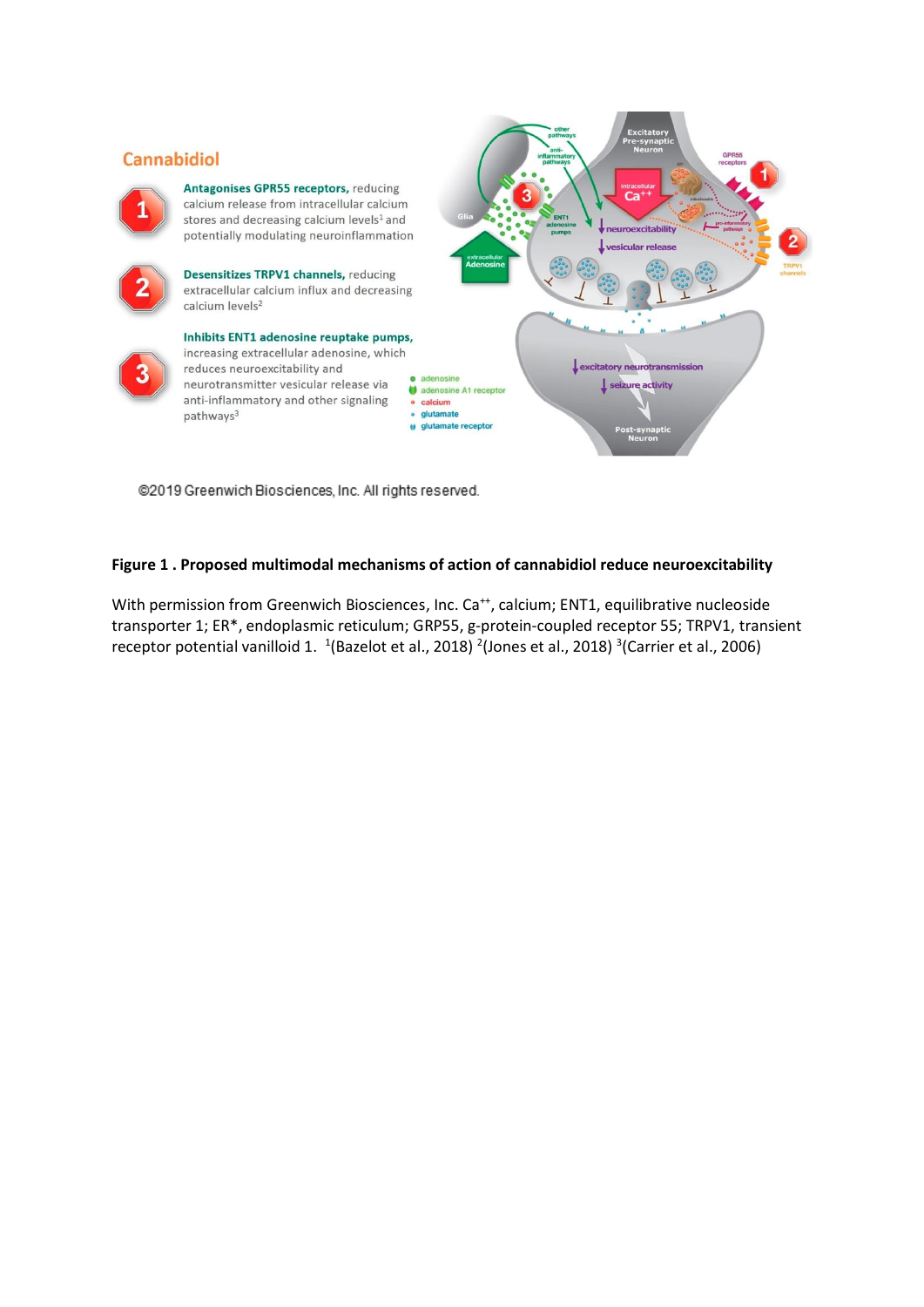Cannabidiol

1 **Antagonises GPR55 receptors,** reducing calcium release from intracellular calcium stores and decreasing calcium levels[1] and potentially modulating neuroinflammation

2 **Desensitizes TRPV1 channels,** reducing extracellular calcium influx and decreasing calcium levels[2]

3 **Inhibits ENT1 adenosine reuptake pumps,** increasing extracellular adenosine, which reduces neuroexcitability and neurotransmitter vesicular release via anti-inflammatory and other signaling pathways[3]

adenosine
adenosine A1 receptor
calcium
glutamate
glutamate receptor

other pathways
anti-inflammatory pathways
Glia
ENT1 adenosine pumps
extracellular Adenosine
Excitatory Pre-synaptic Neuron
Intracellular $Ca^{++}$
ER*
mitochondria
GPR55 receptors
pro-inflammatory pathways
TRPV1 channels
neuroexcitability
vesicular release
excitatory neurotransmission
seizure activity
Post-synaptic Neuron

©2019 Greenwich Biosciences, Inc. All rights reserved.

**Figure 1 . Proposed multimodal mechanisms of action of cannabidiol reduce neuroexcitability**

With permission from Greenwich Biosciences, Inc. $Ca^{++}$, calcium; ENT1, equilibrative nucleoside transporter 1; ER*, endoplasmic reticulum; GRP55, g-protein-coupled receptor 55; TRPV1, transient receptor potential vanilloid 1. [1](Bazelot et al., 2018) [2](Jones et al., 2018) [3](Carrier et al., 2006)